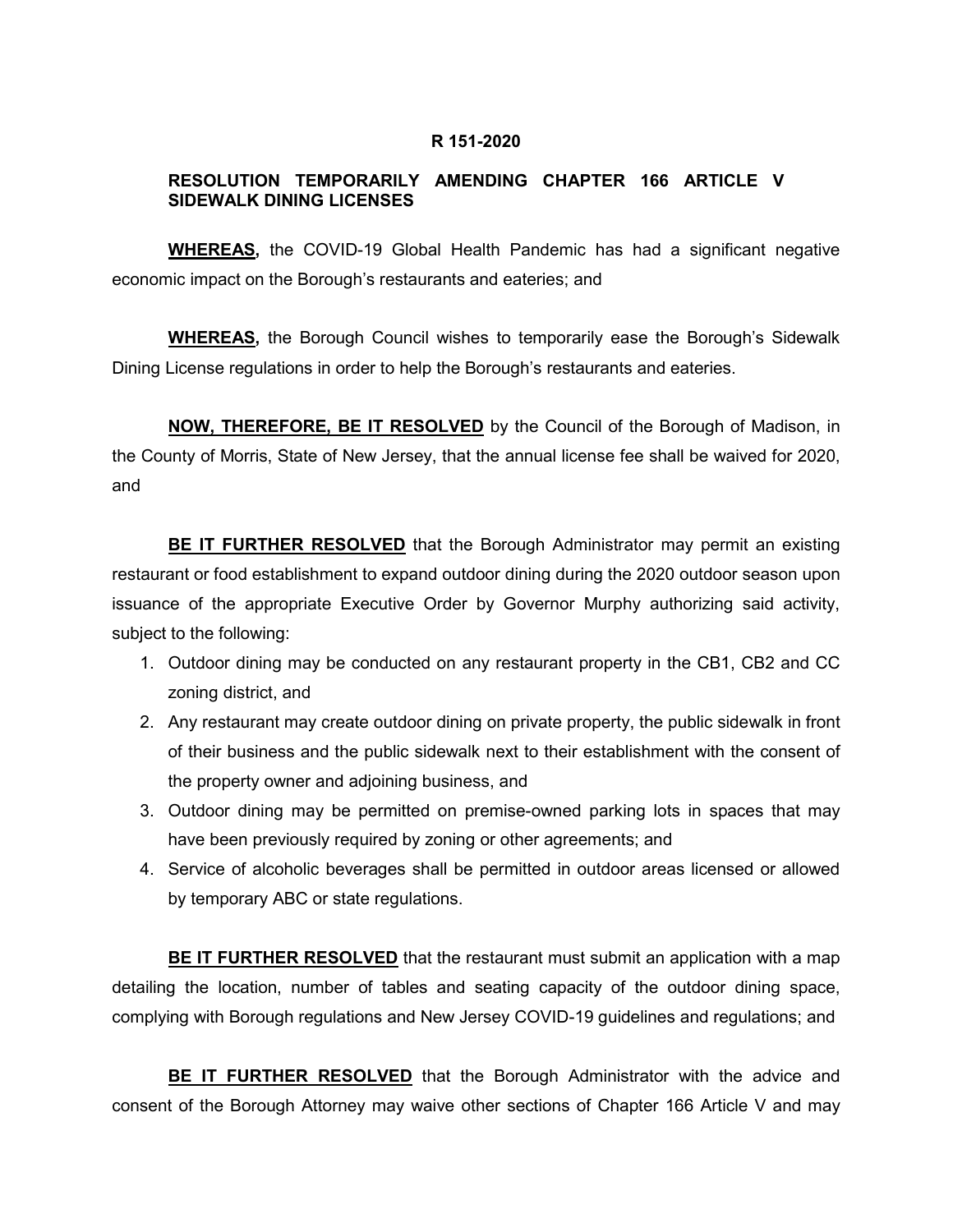**R 151-2020**

**RESOLUTION TEMPORARILY AMENDING CHAPTER 166 ARTICLE V SIDEWALK DINING LICENSES**

**WHEREAS,** the COVID-19 Global Health Pandemic has had a significant negative economic impact on the Borough's restaurants and eateries; and

**WHEREAS,** the Borough Council wishes to temporarily ease the Borough's Sidewalk Dining License regulations in order to help the Borough's restaurants and eateries.

**NOW, THEREFORE, BE IT RESOLVED** by the Council of the Borough of Madison, in the County of Morris, State of New Jersey, that the annual license fee shall be waived for 2020, and

**BE IT FURTHER RESOLVED** that the Borough Administrator may permit an existing restaurant or food establishment to expand outdoor dining during the 2020 outdoor season upon issuance of the appropriate Executive Order by Governor Murphy authorizing said activity, subject to the following:

1. Outdoor dining may be conducted on any restaurant property in the CB1, CB2 and CC zoning district, and
2. Any restaurant may create outdoor dining on private property, the public sidewalk in front of their business and the public sidewalk next to their establishment with the consent of the property owner and adjoining business, and
3. Outdoor dining may be permitted on premise-owned parking lots in spaces that may have been previously required by zoning or other agreements; and
4. Service of alcoholic beverages shall be permitted in outdoor areas licensed or allowed by temporary ABC or state regulations.

**BE IT FURTHER RESOLVED** that the restaurant must submit an application with a map detailing the location, number of tables and seating capacity of the outdoor dining space, complying with Borough regulations and New Jersey COVID-19 guidelines and regulations; and

**BE IT FURTHER RESOLVED** that the Borough Administrator with the advice and consent of the Borough Attorney may waive other sections of Chapter 166 Article V and may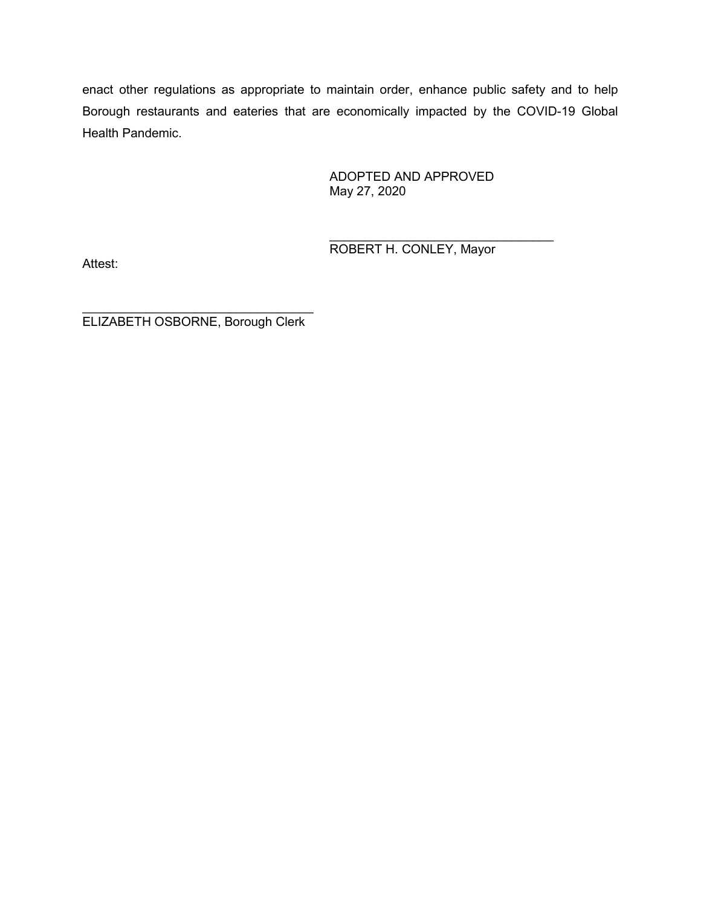enact other regulations as appropriate to maintain order, enhance public safety and to help Borough restaurants and eateries that are economically impacted by the COVID-19 Global Health Pandemic.

ADOPTED AND APPROVED
May 27, 2020

\_\_\_\_\_\_\_\_\_\_\_\_\_\_\_\_\_\_\_\_\_\_\_\_\_\_\_\_\_\_\_\_\_\_
ROBERT H. CONLEY, Mayor

Attest:

\_\_\_\_\_\_\_\_\_\_\_\_\_\_\_\_\_\_\_\_\_\_\_\_\_\_\_\_\_\_\_\_\_\_
ELIZABETH OSBORNE, Borough Clerk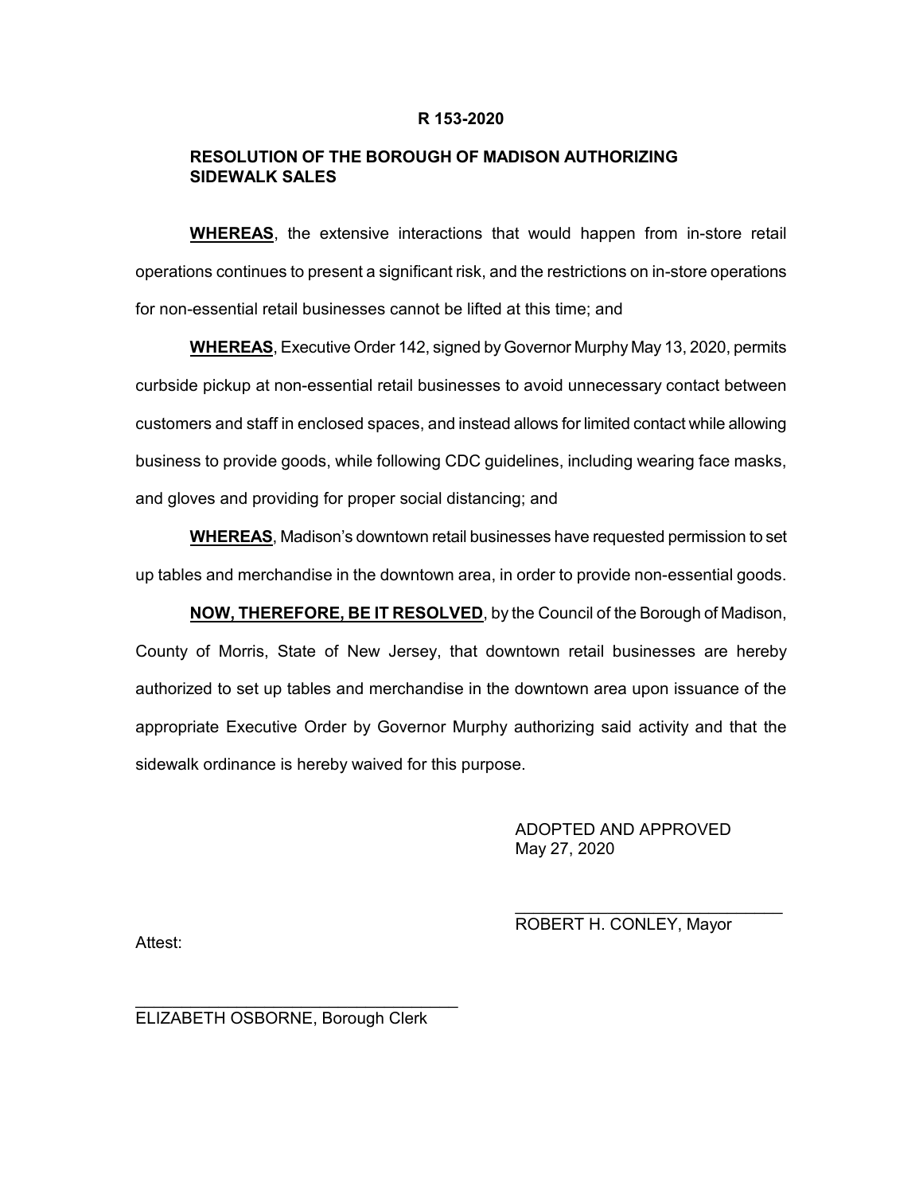**R 153-2020**

**RESOLUTION OF THE BOROUGH OF MADISON AUTHORIZING SIDEWALK SALES**

**WHEREAS**, the extensive interactions that would happen from in-store retail operations continues to present a significant risk, and the restrictions on in-store operations for non-essential retail businesses cannot be lifted at this time; and

**WHEREAS**, Executive Order 142, signed by Governor Murphy May 13, 2020, permits curbside pickup at non-essential retail businesses to avoid unnecessary contact between customers and staff in enclosed spaces, and instead allows for limited contact while allowing business to provide goods, while following CDC guidelines, including wearing face masks, and gloves and providing for proper social distancing; and

**WHEREAS**, Madison's downtown retail businesses have requested permission to set up tables and merchandise in the downtown area, in order to provide non-essential goods.

**NOW, THEREFORE, BE IT RESOLVED**, by the Council of the Borough of Madison, County of Morris, State of New Jersey, that downtown retail businesses are hereby authorized to set up tables and merchandise in the downtown area upon issuance of the appropriate Executive Order by Governor Murphy authorizing said activity and that the sidewalk ordinance is hereby waived for this purpose.

ADOPTED AND APPROVED
May 27, 2020

______________________________
ROBERT H. CONLEY, Mayor

Attest:

______________________________
ELIZABETH OSBORNE, Borough Clerk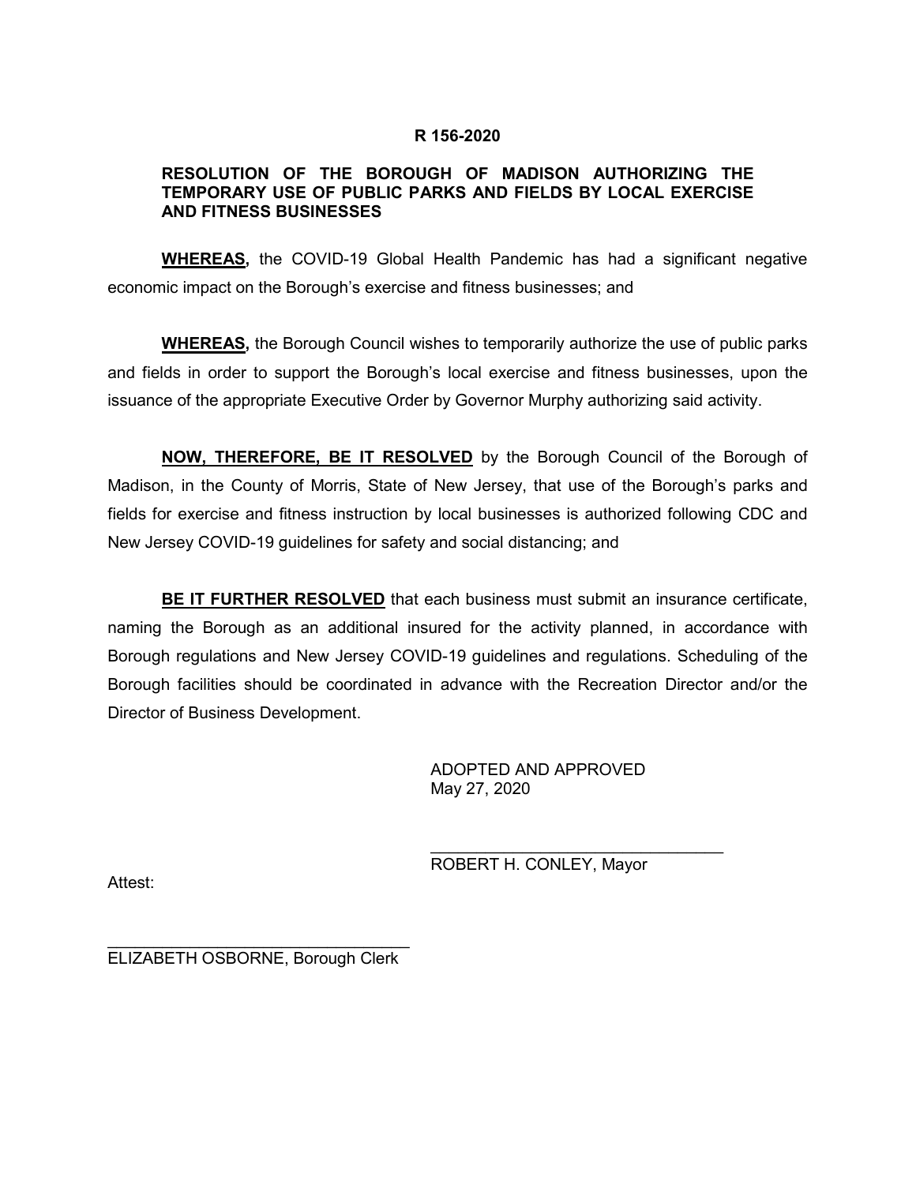**R 156-2020**

**RESOLUTION OF THE BOROUGH OF MADISON AUTHORIZING THE TEMPORARY USE OF PUBLIC PARKS AND FIELDS BY LOCAL EXERCISE AND FITNESS BUSINESSES**

**WHEREAS,** the COVID-19 Global Health Pandemic has had a significant negative economic impact on the Borough's exercise and fitness businesses; and

**WHEREAS,** the Borough Council wishes to temporarily authorize the use of public parks and fields in order to support the Borough's local exercise and fitness businesses, upon the issuance of the appropriate Executive Order by Governor Murphy authorizing said activity.

**NOW, THEREFORE, BE IT RESOLVED** by the Borough Council of the Borough of Madison, in the County of Morris, State of New Jersey, that use of the Borough's parks and fields for exercise and fitness instruction by local businesses is authorized following CDC and New Jersey COVID-19 guidelines for safety and social distancing; and

**BE IT FURTHER RESOLVED** that each business must submit an insurance certificate, naming the Borough as an additional insured for the activity planned, in accordance with Borough regulations and New Jersey COVID-19 guidelines and regulations. Scheduling of the Borough facilities should be coordinated in advance with the Recreation Director and/or the Director of Business Development.

ADOPTED AND APPROVED
May 27, 2020

\_\_\_\_\_\_\_\_\_\_\_\_\_\_\_\_\_\_\_\_\_\_\_\_\_\_\_\_\_\_\_\_
ROBERT H. CONLEY, Mayor

Attest:

\_\_\_\_\_\_\_\_\_\_\_\_\_\_\_\_\_\_\_\_\_\_\_\_\_\_\_\_\_\_\_\_
ELIZABETH OSBORNE, Borough Clerk